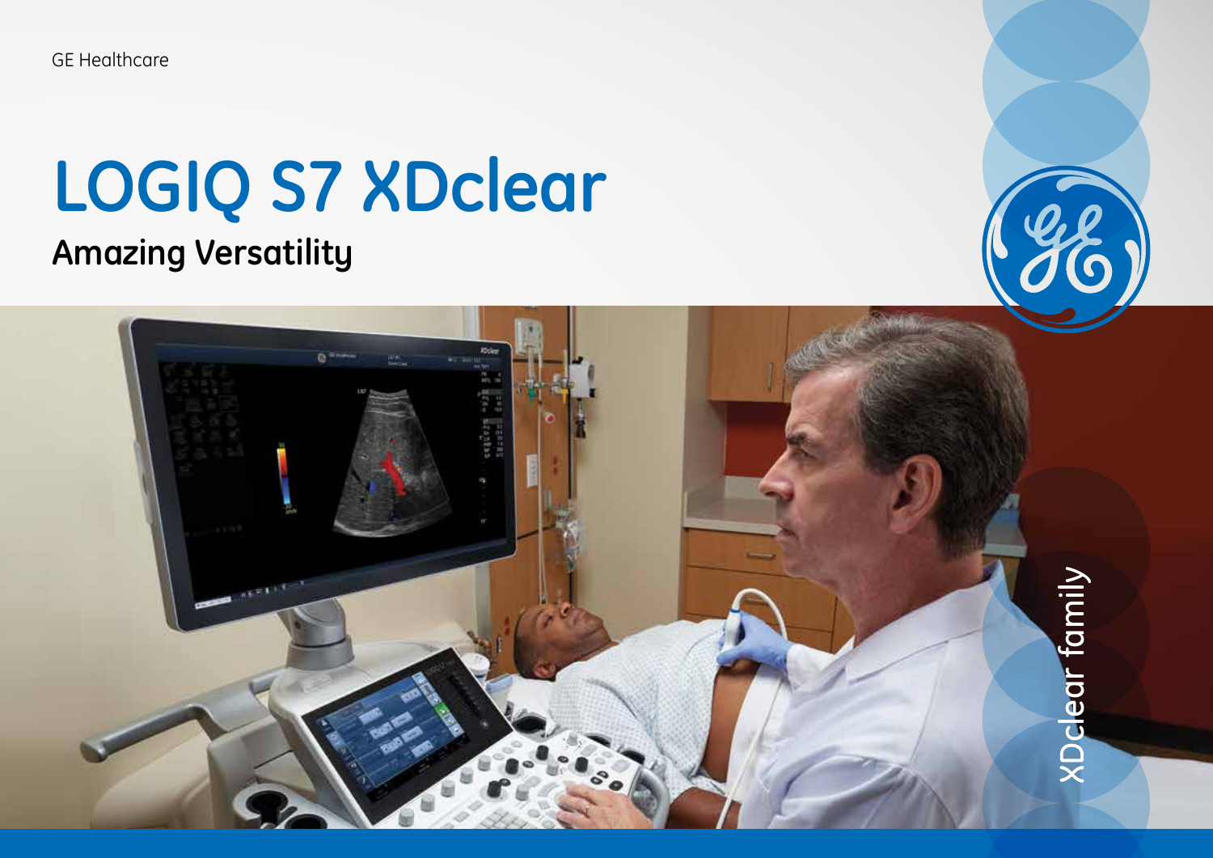GE Healthcare

# LOGIQ S7 XDclear

## Amazing Versatility

XDclear family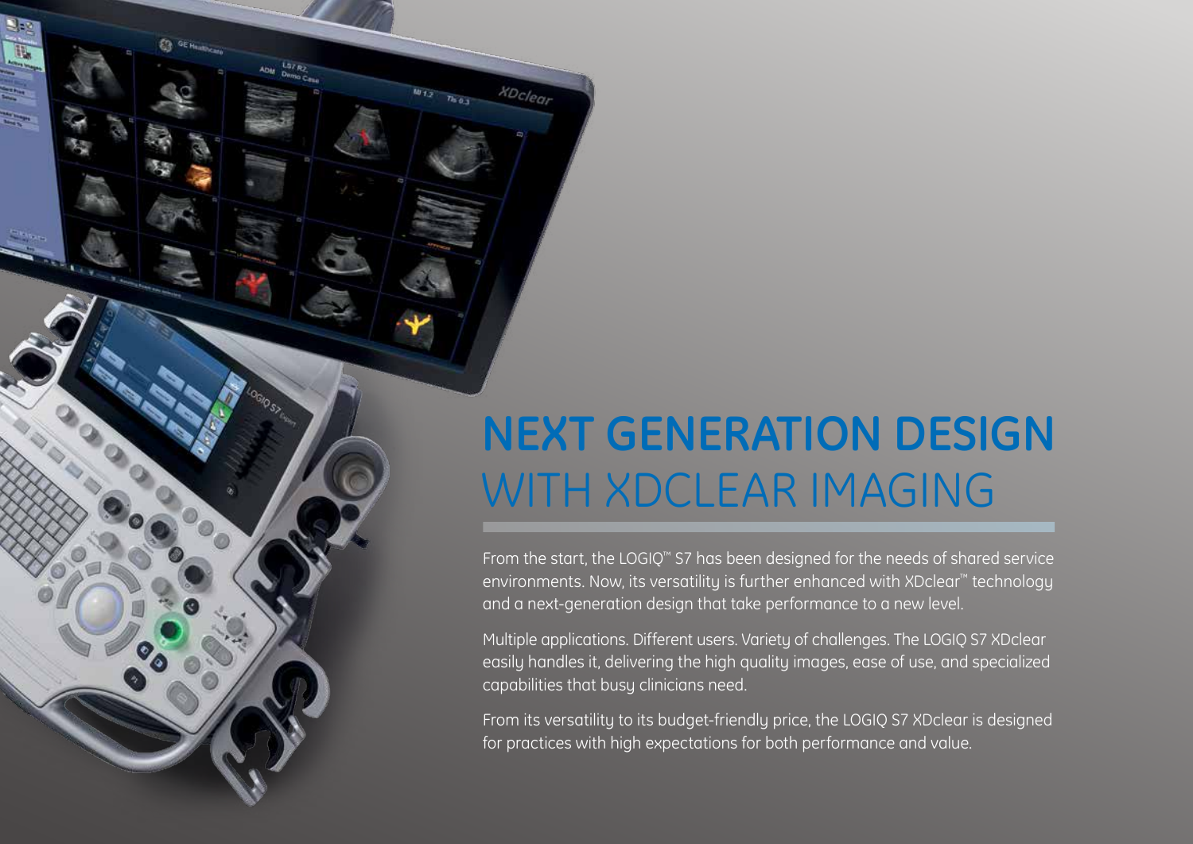# NEXT GENERATION DESIGN WITH XDCLEAR IMAGING

From the start, the LOGIQ™ S7 has been designed for the needs of shared service environments. Now, its versatility is further enhanced with XDclear™ technology and a next-generation design that take performance to a new level.

Multiple applications. Different users. Variety of challenges. The LOGIQ S7 XDclear easily handles it, delivering the high quality images, ease of use, and specialized capabilities that busy clinicians need.

From its versatility to its budget-friendly price, the LOGIQ S7 XDclear is designed for practices with high expectations for both performance and value.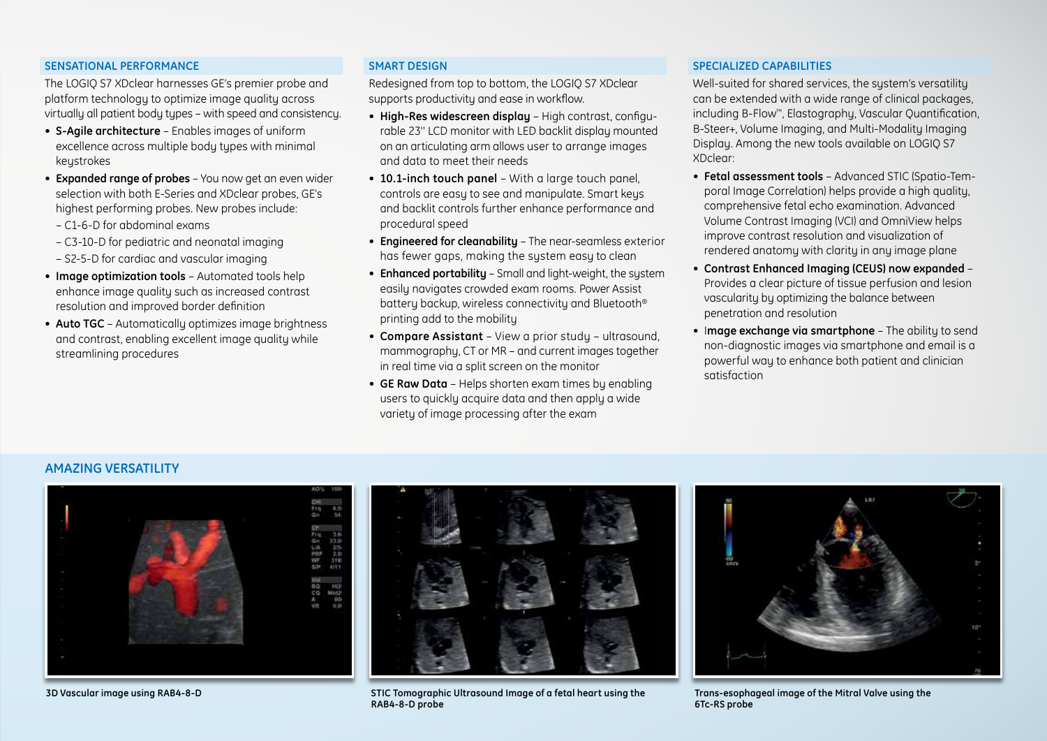## SENSATIONAL PERFORMANCE

The LOGIQ S7 XDclear harnesses GE's premier probe and platform technology to optimize image quality across virtually all patient body types – with speed and consistency.

- **S-Agile architecture** – Enables images of uniform excellence across multiple body types with minimal keystrokes
- **Expanded range of probes** – You now get an even wider selection with both E-Series and XDclear probes, GE's highest performing probes. New probes include:
  - C1-6-D for abdominal exams
  - C3-10-D for pediatric and neonatal imaging
  - S2-5-D for cardiac and vascular imaging
- **Image optimization tools** – Automated tools help enhance image quality such as increased contrast resolution and improved border definition
- **Auto TGC** – Automatically optimizes image brightness and contrast, enabling excellent image quality while streamlining procedures

## SMART DESIGN

Redesigned from top to bottom, the LOGIQ S7 XDclear supports productivity and ease in workflow.

- **High-Res widescreen display** – High contrast, configurable 23" LCD monitor with LED backlit display mounted on an articulating arm allows user to arrange images and data to meet their needs
- **10.1-inch touch panel** – With a large touch panel, controls are easy to see and manipulate. Smart keys and backlit controls further enhance performance and procedural speed
- **Engineered for cleanability** – The near-seamless exterior has fewer gaps, making the system easy to clean
- **Enhanced portability** – Small and light-weight, the system easily navigates crowded exam rooms. Power Assist battery backup, wireless connectivity and Bluetooth® printing add to the mobility
- **Compare Assistant** – View a prior study – ultrasound, mammography, CT or MR – and current images together in real time via a split screen on the monitor
- **GE Raw Data** – Helps shorten exam times by enabling users to quickly acquire data and then apply a wide variety of image processing after the exam

## SPECIALIZED CAPABILITIES

Well-suited for shared services, the system's versatility can be extended with a wide range of clinical packages, including B-Flow™, Elastography, Vascular Quantification, B-Steer+, Volume Imaging, and Multi-Modality Imaging Display. Among the new tools available on LOGIQ S7 XDclear:

- **Fetal assessment tools** – Advanced STIC (Spatio-Temporal Image Correlation) helps provide a high quality, comprehensive fetal echo examination. Advanced Volume Contrast Imaging (VCI) and OmniView helps improve contrast resolution and visualization of rendered anatomy with clarity in any image plane
- **Contrast Enhanced Imaging (CEUS) now expanded** – Provides a clear picture of tissue perfusion and lesion vascularity by optimizing the balance between penetration and resolution
- **Image exchange via smartphone** – The ability to send non-diagnostic images via smartphone and email is a powerful way to enhance both patient and clinician satisfaction

## AMAZING VERSATILITY

**3D Vascular image using RAB4-8-D**

**STIC Tomographic Ultrasound Image of a fetal heart using the RAB4-8-D probe**

**Trans-esophageal image of the Mitral Valve using the 6Tc-RS probe**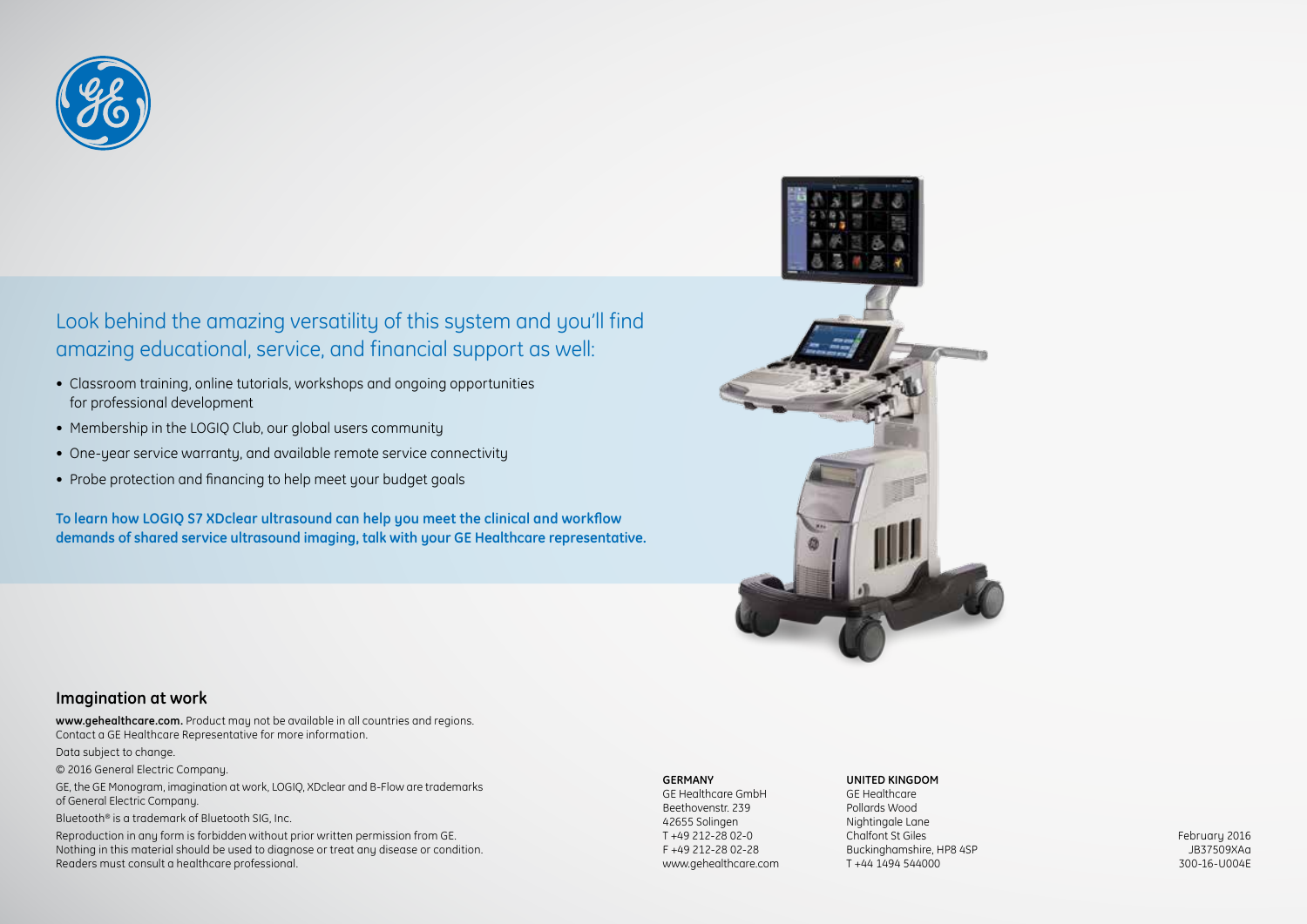Look behind the amazing versatility of this system and you'll find amazing educational, service, and financial support as well:

- Classroom training, online tutorials, workshops and ongoing opportunities for professional development
- Membership in the LOGIQ Club, our global users community
- One-year service warranty, and available remote service connectivity
- Probe protection and financing to help meet your budget goals

**To learn how LOGIQ S7 XDclear ultrasound can help you meet the clinical and workflow demands of shared service ultrasound imaging, talk with your GE Healthcare representative.**

## Imagination at work

**www.gehealthcare.com.** Product may not be available in all countries and regions. Contact a GE Healthcare Representative for more information.

Data subject to change.

© 2016 General Electric Company.

GE, the GE Monogram, imagination at work, LOGIQ, XDclear and B-Flow are trademarks of General Electric Company.

Bluetooth® is a trademark of Bluetooth SIG, Inc.

Reproduction in any form is forbidden without prior written permission from GE. Nothing in this material should be used to diagnose or treat any disease or condition. Readers must consult a healthcare professional.

**GERMANY**
GE Healthcare GmbH
Beethovenstr. 239
42655 Solingen
T +49 212-28 02-0
F +49 212-28 02-28
www.gehealthcare.com

**UNITED KINGDOM**
GE Healthcare
Pollards Wood
Nightingale Lane
Chalfont St Giles
Buckinghamshire, HP8 4SP
T +44 1494 544000

February 2016
JB37509XAa
300-16-U004E